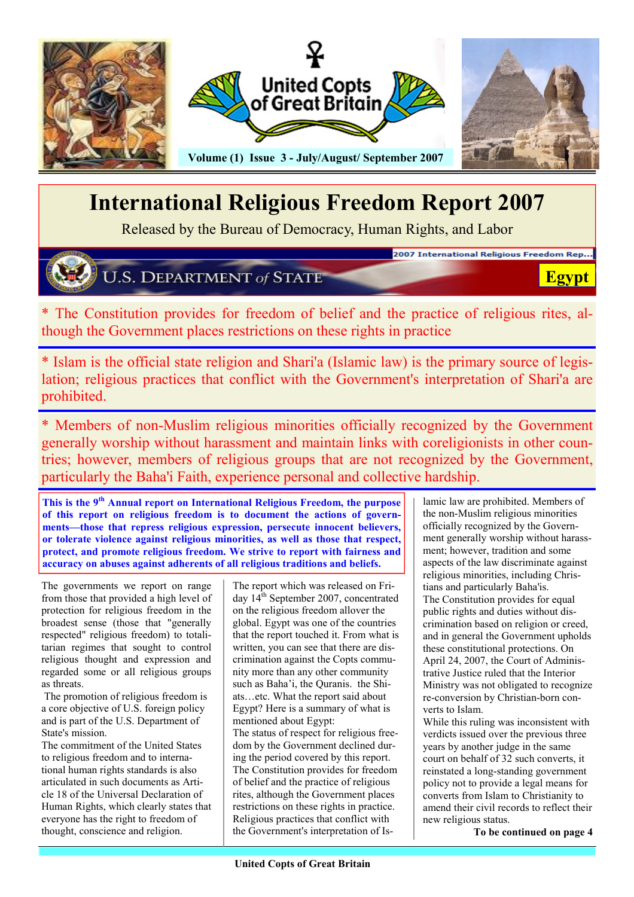United Copts of Great Britain

Volume (1) Issue 3 - July/August/ September 2007

# International Religious Freedom Report 2007

Released by the Bureau of Democracy, Human Rights, and Labor

2007 International Religious Freedom Rep...

U.S. DEPARTMENT of STATE

**Egypt**

* The Constitution provides for freedom of belief and the practice of religious rites, although the Government places restrictions on these rights in practice

* Islam is the official state religion and Shari'a (Islamic law) is the primary source of legislation; religious practices that conflict with the Government's interpretation of Shari'a are prohibited.

* Members of non-Muslim religious minorities officially recognized by the Government generally worship without harassment and maintain links with coreligionists in other countries; however, members of religious groups that are not recognized by the Government, particularly the Baha'i Faith, experience personal and collective hardship.

**This is the 9th Annual report on International Religious Freedom, the purpose of this report on religious freedom is to document the actions of governments—those that repress religious expression, persecute innocent believers, or tolerate violence against religious minorities, as well as those that respect, protect, and promote religious freedom. We strive to report with fairness and accuracy on abuses against adherents of all religious traditions and beliefs.**

The governments we report on range from those that provided a high level of protection for religious freedom in the broadest sense (those that "generally respected" religious freedom) to totalitarian regimes that sought to control religious thought and expression and regarded some or all religious groups as threats.

The promotion of religious freedom is a core objective of U.S. foreign policy and is part of the U.S. Department of State's mission.

The commitment of the United States to religious freedom and to international human rights standards is also articulated in such documents as Article 18 of the Universal Declaration of Human Rights, which clearly states that everyone has the right to freedom of thought, conscience and religion.

The report which was released on Friday 14th September 2007, concentrated on the religious freedom allover the global. Egypt was one of the countries that the report touched it. From what is written, you can see that there are discrimination against the Copts community more than any other community such as Baha'i, the Quranis. the Shiats…etc. What the report said about Egypt? Here is a summary of what is mentioned about Egypt:

The status of respect for religious freedom by the Government declined during the period covered by this report.

The Constitution provides for freedom of belief and the practice of religious rites, although the Government places restrictions on these rights in practice. Religious practices that conflict with the Government's interpretation of Islamic law are prohibited. Members of the non-Muslim religious minorities officially recognized by the Government generally worship without harassment; however, tradition and some aspects of the law discriminate against religious minorities, including Christians and particularly Baha'is.

The Constitution provides for equal public rights and duties without discrimination based on religion or creed, and in general the Government upholds these constitutional protections. On April 24, 2007, the Court of Administrative Justice ruled that the Interior Ministry was not obligated to recognize re-conversion by Christian-born converts to Islam.

While this ruling was inconsistent with verdicts issued over the previous three years by another judge in the same court on behalf of 32 such converts, it reinstated a long-standing government policy not to provide a legal means for converts from Islam to Christianity to amend their civil records to reflect their new religious status.

**To be continued on page 4**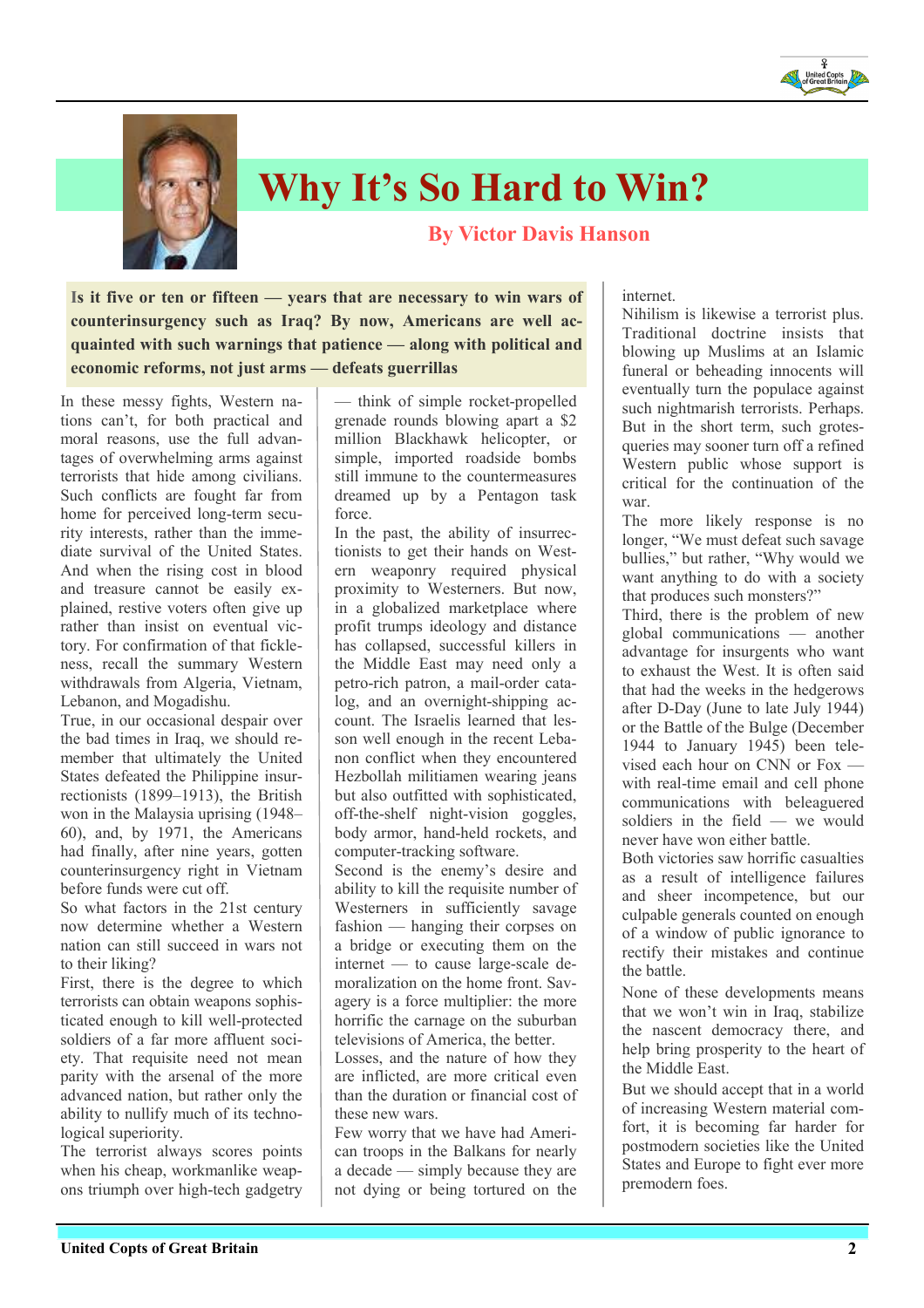# Why It's So Hard to Win?

### By Victor Davis Hanson

**Is it five or ten or fifteen — years that are necessary to win wars of counterinsurgency such as Iraq? By now, Americans are well acquainted with such warnings that patience — along with political and economic reforms, not just arms — defeats guerrillas**

In these messy fights, Western nations can't, for both practical and moral reasons, use the full advantages of overwhelming arms against terrorists that hide among civilians. Such conflicts are fought far from home for perceived long-term security interests, rather than the immediate survival of the United States. And when the rising cost in blood and treasure cannot be easily explained, restive voters often give up rather than insist on eventual victory. For confirmation of that fickleness, recall the summary Western withdrawals from Algeria, Vietnam, Lebanon, and Mogadishu.

True, in our occasional despair over the bad times in Iraq, we should remember that ultimately the United States defeated the Philippine insurrectionists (1899–1913), the British won in the Malaysia uprising (1948–60), and, by 1971, the Americans had finally, after nine years, gotten counterinsurgency right in Vietnam before funds were cut off.

So what factors in the 21st century now determine whether a Western nation can still succeed in wars not to their liking?

First, there is the degree to which terrorists can obtain weapons sophisticated enough to kill well-protected soldiers of a far more affluent society. That requisite need not mean parity with the arsenal of the more advanced nation, but rather only the ability to nullify much of its technological superiority.

The terrorist always scores points when his cheap, workmanlike weapons triumph over high-tech gadgetry — think of simple rocket-propelled grenade rounds blowing apart a $2 million Blackhawk helicopter, or simple, imported roadside bombs still immune to the countermeasures dreamed up by a Pentagon task force.

In the past, the ability of insurrectionists to get their hands on Western weaponry required physical proximity to Westerners. But now, in a globalized marketplace where profit trumps ideology and distance has collapsed, successful killers in the Middle East may need only a petro-rich patron, a mail-order catalog, and an overnight-shipping account. The Israelis learned that lesson well enough in the recent Lebanon conflict when they encountered Hezbollah militiamen wearing jeans but also outfitted with sophisticated, off-the-shelf night-vision goggles, body armor, hand-held rockets, and computer-tracking software.

Second is the enemy's desire and ability to kill the requisite number of Westerners in sufficiently savage fashion — hanging their corpses on a bridge or executing them on the internet — to cause large-scale demoralization on the home front. Savagery is a force multiplier: the more horrific the carnage on the suburban televisions of America, the better.

Losses, and the nature of how they are inflicted, are more critical even than the duration or financial cost of these new wars.

Few worry that we have had American troops in the Balkans for nearly a decade — simply because they are not dying or being tortured on the internet.

Nihilism is likewise a terrorist plus. Traditional doctrine insists that blowing up Muslims at an Islamic funeral or beheading innocents will eventually turn the populace against such nightmarish terrorists. Perhaps. But in the short term, such grotesqueries may sooner turn off a refined Western public whose support is critical for the continuation of the war.

The more likely response is no longer, "We must defeat such savage bullies," but rather, "Why would we want anything to do with a society that produces such monsters?"

Third, there is the problem of new global communications — another advantage for insurgents who want to exhaust the West. It is often said that had the weeks in the hedgerows after D-Day (June to late July 1944) or the Battle of the Bulge (December 1944 to January 1945) been televised each hour on CNN or Fox — with real-time email and cell phone communications with beleaguered soldiers in the field — we would never have won either battle.

Both victories saw horrific casualties as a result of intelligence failures and sheer incompetence, but our culpable generals counted on enough of a window of public ignorance to rectify their mistakes and continue the battle.

None of these developments means that we won't win in Iraq, stabilize the nascent democracy there, and help bring prosperity to the heart of the Middle East.

But we should accept that in a world of increasing Western material comfort, it is becoming far harder for postmodern societies like the United States and Europe to fight ever more premodern foes.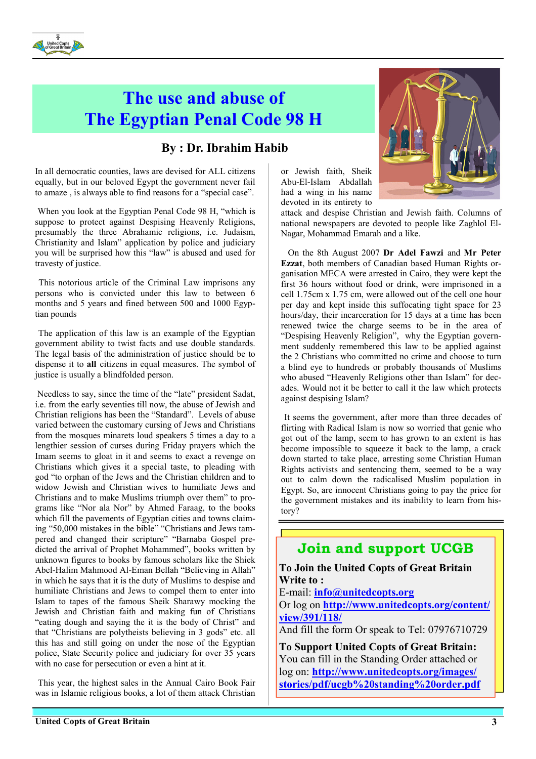# The use and abuse of The Egyptian Penal Code 98 H

## By : Dr. Ibrahim Habib

In all democratic counties, laws are devised for ALL citizens equally, but in our beloved Egypt the government never fail to amaze , is always able to find reasons for a "special case".

When you look at the Egyptian Penal Code 98 H, "which is suppose to protect against Despising Heavenly Religions, presumably the three Abrahamic religions, i.e. Judaism, Christianity and Islam" application by police and judiciary you will be surprised how this "law" is abused and used for travesty of justice.

This notorious article of the Criminal Law imprisons any persons who is convicted under this law to between 6 months and 5 years and fined between 500 and 1000 Egyptian pounds

The application of this law is an example of the Egyptian government ability to twist facts and use double standards. The legal basis of the administration of justice should be to dispense it to **all** citizens in equal measures. The symbol of justice is usually a blindfolded person.

Needless to say, since the time of the "late" president Sadat, i.e. from the early seventies till now, the abuse of Jewish and Christian religions has been the "Standard". Levels of abuse varied between the customary cursing of Jews and Christians from the mosques minarets loud speakers 5 times a day to a lengthier session of curses during Friday prayers which the Imam seems to gloat in it and seems to exact a revenge on Christians which gives it a special taste, to pleading with god "to orphan of the Jews and the Christian children and to widow Jewish and Christian wives to humiliate Jews and Christians and to make Muslims triumph over them" to programs like "Nor ala Nor" by Ahmed Faraag, to the books which fill the pavements of Egyptian cities and towns claiming "50,000 mistakes in the bible" "Christians and Jews tampered and changed their scripture" "Barnaba Gospel predicted the arrival of Prophet Mohammed", books written by unknown figures to books by famous scholars like the Shiek Abel-Halim Mahmood Al-Eman Bellah "Believing in Allah" in which he says that it is the duty of Muslims to despise and humiliate Christians and Jews to compel them to enter into Islam to tapes of the famous Sheik Sharawy mocking the Jewish and Christian faith and making fun of Christians "eating dough and saying the it is the body of Christ" and that "Christians are polytheists believing in 3 gods" etc. all this has and still going on under the nose of the Egyptian police, State Security police and judiciary for over 35 years with no case for persecution or even a hint at it.

This year, the highest sales in the Annual Cairo Book Fair was in Islamic religious books, a lot of them attack Christian or Jewish faith, Sheik Abu-El-Islam Abdallah had a wing in his name devoted in its entirety to attack and despise Christian and Jewish faith. Columns of national newspapers are devoted to people like Zaghlol El-Nagar, Mohammad Emarah and a like.

On the 8th August 2007 **Dr Adel Fawzi** and **Mr Peter Ezzat**, both members of Canadian based Human Rights organisation MECA were arrested in Cairo, they were kept the first 36 hours without food or drink, were imprisoned in a cell 1.75cm x 1.75 cm, were allowed out of the cell one hour per day and kept inside this suffocating tight space for 23 hours/day, their incarceration for 15 days at a time has been renewed twice the charge seems to be in the area of "Despising Heavenly Religion", why the Egyptian government suddenly remembered this law to be applied against the 2 Christians who committed no crime and choose to turn a blind eye to hundreds or probably thousands of Muslims who abused "Heavenly Religions other than Islam" for decades. Would not it be better to call it the law which protects against despising Islam?

It seems the government, after more than three decades of flirting with Radical Islam is now so worried that genie who got out of the lamp, seem to has grown to an extent is has become impossible to squeeze it back to the lamp, a crack down started to take place, arresting some Christian Human Rights activists and sentencing them, seemed to be a way out to calm down the radicalised Muslim population in Egypt. So, are innocent Christians going to pay the price for the government mistakes and its inability to learn from history?

## Join and support UCGB

**To Join the United Copts of Great Britain Write to :**

E-mail: **info@unitedcopts.org**

Or log on **http://www.unitedcopts.org/content/view/391/118/**

And fill the form Or speak to Tel: 07976710729

**To Support United Copts of Great Britain:**

You can fill in the Standing Order attached or log on: **http://www.unitedcopts.org/images/stories/pdf/ucgb%20standing%20order.pdf**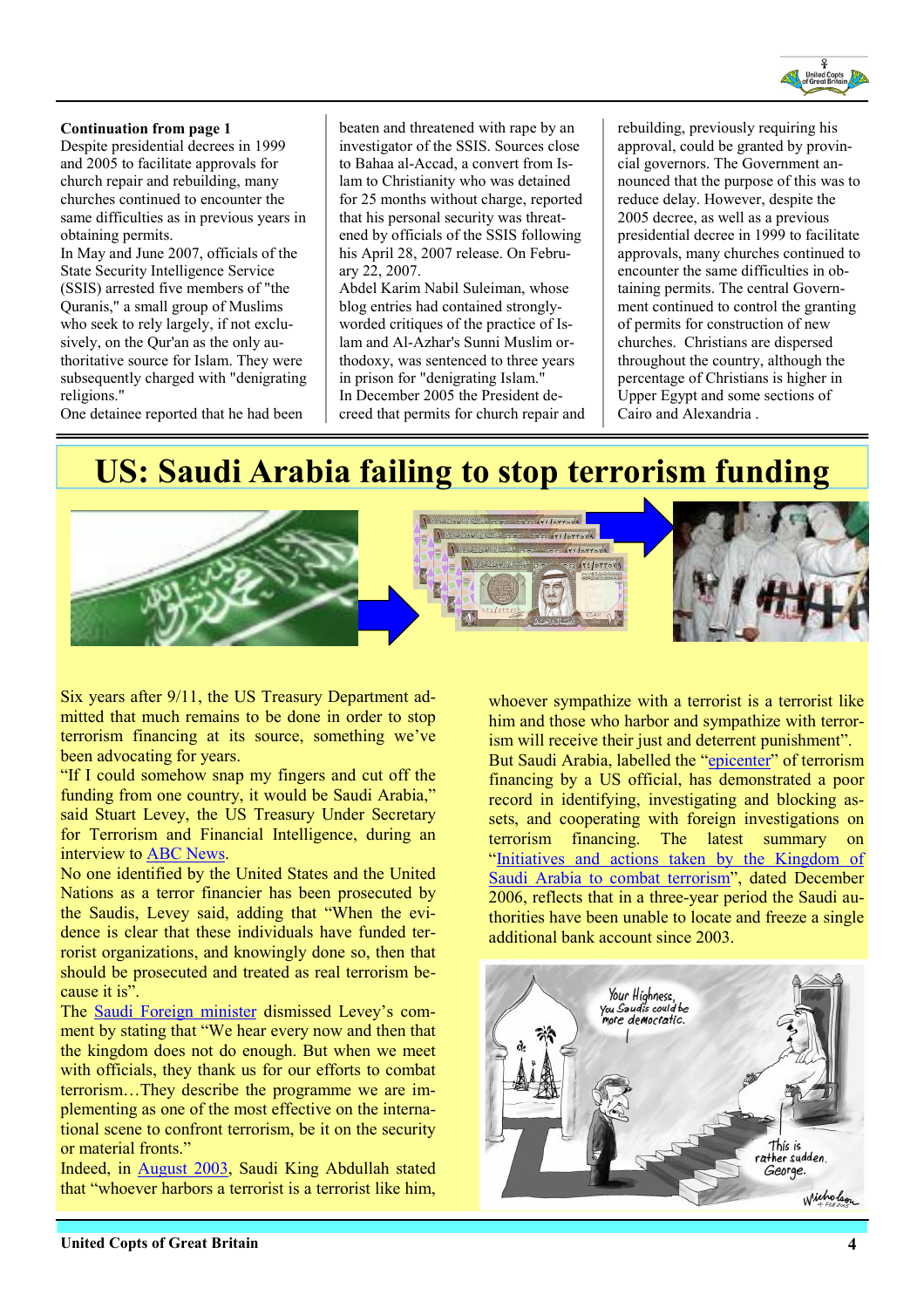**Continuation from page 1**

Despite presidential decrees in 1999 and 2005 to facilitate approvals for church repair and rebuilding, many churches continued to encounter the same difficulties as in previous years in obtaining permits.

In May and June 2007, officials of the State Security Intelligence Service (SSIS) arrested five members of "the Quranis," a small group of Muslims who seek to rely largely, if not exclusively, on the Qur'an as the only authoritative source for Islam. They were subsequently charged with "denigrating religions."

One detainee reported that he had been beaten and threatened with rape by an investigator of the SSIS. Sources close to Bahaa al-Accad, a convert from Islam to Christianity who was detained for 25 months without charge, reported that his personal security was threatened by officials of the SSIS following his April 28, 2007 release. On February 22, 2007.

Abdel Karim Nabil Suleiman, whose blog entries had contained strongly-worded critiques of the practice of Islam and Al-Azhar's Sunni Muslim orthodoxy, was sentenced to three years in prison for "denigrating Islam."

In December 2005 the President decreed that permits for church repair and rebuilding, previously requiring his approval, could be granted by provincial governors. The Government announced that the purpose of this was to reduce delay. However, despite the 2005 decree, as well as a previous presidential decree in 1999 to facilitate approvals, many churches continued to encounter the same difficulties in obtaining permits. The central Government continued to control the granting of permits for construction of new churches. Christians are dispersed throughout the country, although the percentage of Christians is higher in Upper Egypt and some sections of Cairo and Alexandria .

# US: Saudi Arabia failing to stop terrorism funding

Six years after 9/11, the US Treasury Department admitted that much remains to be done in order to stop terrorism financing at its source, something we've been advocating for years.

"If I could somehow snap my fingers and cut off the funding from one country, it would be Saudi Arabia," said Stuart Levey, the US Treasury Under Secretary for Terrorism and Financial Intelligence, during an interview to ABC News.

No one identified by the United States and the United Nations as a terror financier has been prosecuted by the Saudis, Levey said, adding that "When the evidence is clear that these individuals have funded terrorist organizations, and knowingly done so, then that should be prosecuted and treated as real terrorism because it is".

The Saudi Foreign minister dismissed Levey's comment by stating that "We hear every now and then that the kingdom does not do enough. But when we meet with officials, they thank us for our efforts to combat terrorism…They describe the programme we are implementing as one of the most effective on the international scene to confront terrorism, be it on the security or material fronts."

Indeed, in August 2003, Saudi King Abdullah stated that "whoever harbors a terrorist is a terrorist like him, whoever sympathize with a terrorist is a terrorist like him and those who harbor and sympathize with terrorism will receive their just and deterrent punishment".

But Saudi Arabia, labelled the "epicenter" of terrorism financing by a US official, has demonstrated a poor record in identifying, investigating and blocking assets, and cooperating with foreign investigations on terrorism financing. The latest summary on "Initiatives and actions taken by the Kingdom of Saudi Arabia to combat terrorism", dated December 2006, reflects that in a three-year period the Saudi authorities have been unable to locate and freeze a single additional bank account since 2003.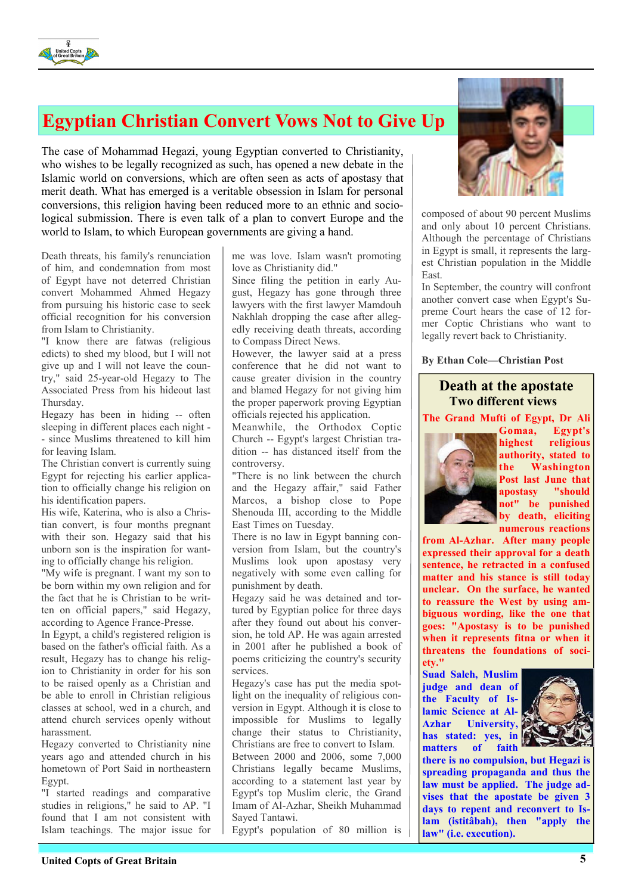# Egyptian Christian Convert Vows Not to Give Up

The case of Mohammad Hegazi, young Egyptian converted to Christianity, who wishes to be legally recognized as such, has opened a new debate in the Islamic world on conversions, which are often seen as acts of apostasy that merit death. What has emerged is a veritable obsession in Islam for personal conversions, this religion having been reduced more to an ethnic and sociological submission. There is even talk of a plan to convert Europe and the world to Islam, to which European governments are giving a hand.

Death threats, his family's renunciation of him, and condemnation from most of Egypt have not deterred Christian convert Mohammed Ahmed Hegazy from pursuing his historic case to seek official recognition for his conversion from Islam to Christianity.

"I know there are fatwas (religious edicts) to shed my blood, but I will not give up and I will not leave the country," said 25-year-old Hegazy to The Associated Press from his hideout last Thursday.

Hegazy has been in hiding -- often sleeping in different places each night -- since Muslims threatened to kill him for leaving Islam.

The Christian convert is currently suing Egypt for rejecting his earlier application to officially change his religion on his identification papers.

His wife, Katerina, who is also a Christian convert, is four months pregnant with their son. Hegazy said that his unborn son is the inspiration for wanting to officially change his religion.

"My wife is pregnant. I want my son to be born within my own religion and for the fact that he is Christian to be written on official papers," said Hegazy, according to Agence France-Presse.

In Egypt, a child's registered religion is based on the father's official faith. As a result, Hegazy has to change his religion to Christianity in order for his son to be raised openly as a Christian and be able to enroll in Christian religious classes at school, wed in a church, and attend church services openly without harassment.

Hegazy converted to Christianity nine years ago and attended church in his hometown of Port Said in northeastern Egypt.

"I started readings and comparative studies in religions," he said to AP. "I found that I am not consistent with Islam teachings. The major issue for me was love. Islam wasn't promoting love as Christianity did."

Since filing the petition in early August, Hegazy has gone through three lawyers with the first lawyer Mamdouh Nakhlah dropping the case after allegedly receiving death threats, according to Compass Direct News.

However, the lawyer said at a press conference that he did not want to cause greater division in the country and blamed Hegazy for not giving him the proper paperwork proving Egyptian officials rejected his application.

Meanwhile, the Orthodox Coptic Church -- Egypt's largest Christian tradition -- has distanced itself from the controversy.

"There is no link between the church and the Hegazy affair," said Father Marcos, a bishop close to Pope Shenouda III, according to the Middle East Times on Tuesday.

There is no law in Egypt banning conversion from Islam, but the country's Muslims look upon apostasy very negatively with some even calling for punishment by death.

Hegazy said he was detained and tortured by Egyptian police for three days after they found out about his conversion, he told AP. He was again arrested in 2001 after he published a book of poems criticizing the country's security services.

Hegazy's case has put the media spotlight on the inequality of religious conversion in Egypt. Although it is close to impossible for Muslims to legally change their status to Christianity, Christians are free to convert to Islam.

Between 2000 and 2006, some 7,000 Christians legally became Muslims, according to a statement last year by Egypt's top Muslim cleric, the Grand Imam of Al-Azhar, Sheikh Muhammad Sayed Tantawi.

Egypt's population of 80 million is composed of about 90 percent Muslims and only about 10 percent Christians. Although the percentage of Christians in Egypt is small, it represents the largest Christian population in the Middle East.

In September, the country will confront another convert case when Egypt's Supreme Court hears the case of 12 former Coptic Christians who want to legally revert back to Christianity.

**By Ethan Cole—Christian Post**

## Death at the apostate

### Two different views

**The Grand Mufti of Egypt, Dr Ali Gomaa, Egypt's highest religious authority, stated to the Washington Post last June that apostasy "should not" be punished by death, eliciting numerous reactions from Al-Azhar. After many people expressed their approval for a death sentence, he retracted in a confused matter and his stance is still today unclear. On the surface, he wanted to reassure the West by using ambiguous wording, like the one that goes: "Apostasy is to be punished when it represents fitna or when it threatens the foundations of society."**

**Suad Saleh, Muslim judge and dean of the Faculty of Islamic Science at Al-Azhar University, has stated: yes, in matters of faith there is no compulsion, but Hegazi is spreading propaganda and thus the law must be applied. The judge advises that the apostate be given 3 days to repent and reconvert to Islam (istitâbah), then "apply the law" (i.e. execution).**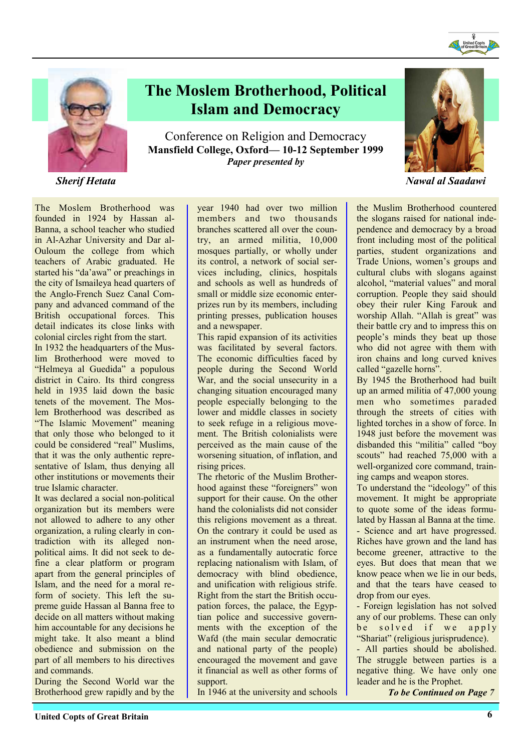# The Moslem Brotherhood, Political Islam and Democracy

Conference on Religion and Democracy
**Mansfield College, Oxford— 10-12 September 1999**
***Paper presented by***

***Sherif Hetata***

***Nawal al Saadawi***

The Moslem Brotherhood was founded in 1924 by Hassan al-Banna, a school teacher who studied in Al-Azhar University and Dar al-Ouloum the college from which teachers of Arabic graduated. He started his "da'awa" or preachings in the city of Ismaileya head quarters of the Anglo-French Suez Canal Company and advanced command of the British occupational forces. This detail indicates its close links with colonial circles right from the start.

In 1932 the headquarters of the Muslim Brotherhood were moved to "Helmeya al Guedida" a populous district in Cairo. Its third congress held in 1935 laid down the basic tenets of the movement. The Moslem Brotherhood was described as "The Islamic Movement" meaning that only those who belonged to it could be considered "real" Muslims, that it was the only authentic representative of Islam, thus denying all other institutions or movements their true Islamic character.

It was declared a social non-political organization but its members were not allowed to adhere to any other organization, a ruling clearly in contradiction with its alleged non-political aims. It did not seek to define a clear platform or program apart from the general principles of Islam, and the need for a moral reform of society. This left the supreme guide Hassan al Banna free to decide on all matters without making him accountable for any decisions he might take. It also meant a blind obedience and submission on the part of all members to his directives and commands.

During the Second World war the Brotherhood grew rapidly and by the year 1940 had over two million members and two thousands branches scattered all over the country, an armed militia, 10,000 mosques partially, or wholly under its control, a network of social services including, clinics, hospitals and schools as well as hundreds of small or middle size economic enterprizes run by its members, including printing presses, publication houses and a newspaper.

This rapid expansion of its activities was facilitated by several factors. The economic difficulties faced by people during the Second World War, and the social unsecurity in a changing situation encouraged many people especially belonging to the lower and middle classes in society to seek refuge in a religious movement. The British colonialists were perceived as the main cause of the worsening situation, of inflation, and rising prices.

The rhetoric of the Muslim Brotherhood against these "foreigners" won support for their cause. On the other hand the colonialists did not consider this religions movement as a threat. On the contrary it could be used as an instrument when the need arose, as a fundamentally autocratic force replacing nationalism with Islam, of democracy with blind obedience, and unification with religious strife. Right from the start the British occupation forces, the palace, the Egyptian police and successive governments with the exception of the Wafd (the main secular democratic and national party of the people) encouraged the movement and gave it financial as well as other forms of support.

In 1946 at the university and schools the Muslim Brotherhood countered the slogans raised for national independence and democracy by a broad front including most of the political parties, student organizations and Trade Unions, women's groups and cultural clubs with slogans against alcohol, "material values" and moral corruption. People they said should obey their ruler King Farouk and worship Allah. "Allah is great" was their battle cry and to impress this on people's minds they beat up those who did not agree with them with iron chains and long curved knives called "gazelle horns".

By 1945 the Brotherhood had built up an armed militia of 47,000 young men who sometimes paraded through the streets of cities with lighted torches in a show of force. In 1948 just before the movement was disbanded this "militia" called "boy scouts" had reached 75,000 with a well-organized core command, training camps and weapon stores.

To understand the "ideology" of this movement. It might be appropriate to quote some of the ideas formulated by Hassan al Banna at the time.

- Science and art have progressed. Riches have grown and the land has become greener, attractive to the eyes. But does that mean that we know peace when we lie in our beds, and that the tears have ceased to drop from our eyes.
- Foreign legislation has not solved any of our problems. These can only be solved if we apply "Shariat" (religious jurisprudence).
- All parties should be abolished. The struggle between parties is a negative thing. We have only one leader and he is the Prophet.

***To be Continued on Page 7***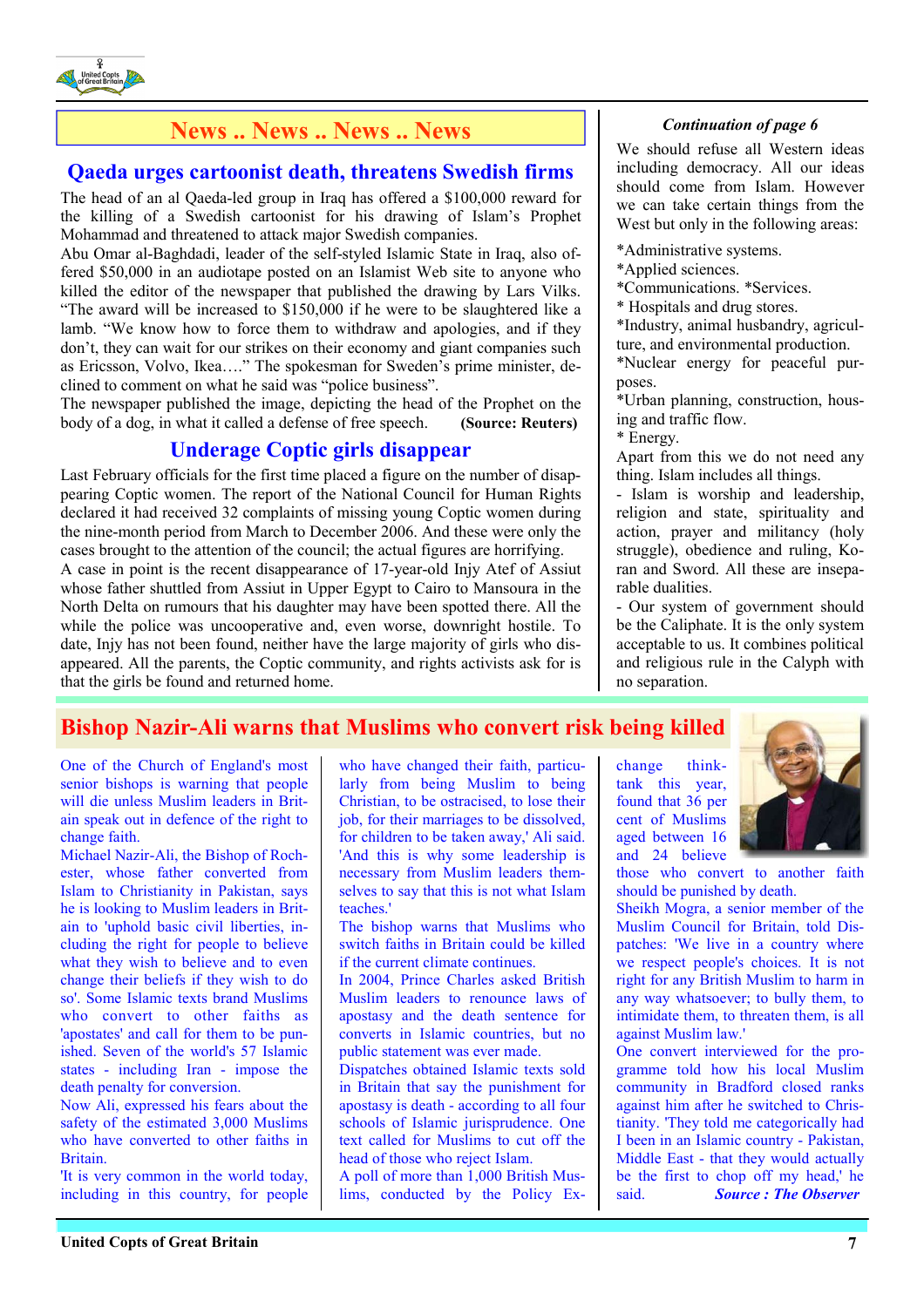# News .. News .. News .. News

## Qaeda urges cartoonist death, threatens Swedish firms

The head of an al Qaeda-led group in Iraq has offered a $100,000 reward for the killing of a Swedish cartoonist for his drawing of Islam's Prophet Mohammad and threatened to attack major Swedish companies.

Abu Omar al-Baghdadi, leader of the self-styled Islamic State in Iraq, also offered $50,000 in an audiotape posted on an Islamist Web site to anyone who killed the editor of the newspaper that published the drawing by Lars Vilks. "The award will be increased to $150,000 if he were to be slaughtered like a lamb. "We know how to force them to withdraw and apologies, and if they don't, they can wait for our strikes on their economy and giant companies such as Ericsson, Volvo, Ikea…." The spokesman for Sweden's prime minister, declined to comment on what he said was "police business".

The newspaper published the image, depicting the head of the Prophet on the body of a dog, in what it called a defense of free speech. **(Source: Reuters)**

## Underage Coptic girls disappear

Last February officials for the first time placed a figure on the number of disappearing Coptic women. The report of the National Council for Human Rights declared it had received 32 complaints of missing young Coptic women during the nine-month period from March to December 2006. And these were only the cases brought to the attention of the council; the actual figures are horrifying.

A case in point is the recent disappearance of 17-year-old Injy Atef of Assiut whose father shuttled from Assiut in Upper Egypt to Cairo to Mansoura in the North Delta on rumours that his daughter may have been spotted there. All the while the police was uncooperative and, even worse, downright hostile. To date, Injy has not been found, neither have the large majority of girls who disappeared. All the parents, the Coptic community, and rights activists ask for is that the girls be found and returned home.

### *Continuation of page 6*

We should refuse all Western ideas including democracy. All our ideas should come from Islam. However we can take certain things from the West but only in the following areas:

*Administrative systems.
*Applied sciences.
*Communications. *Services.
* Hospitals and drug stores.
*Industry, animal husbandry, agriculture, and environmental production.
*Nuclear energy for peaceful purposes.
*Urban planning, construction, housing and traffic flow.
* Energy.

Apart from this we do not need any thing. Islam includes all things.

- Islam is worship and leadership, religion and state, spirituality and action, prayer and militancy (holy struggle), obedience and ruling, Koran and Sword. All these are inseparable dualities.

- Our system of government should be the Caliphate. It is the only system acceptable to us. It combines political and religious rule in the Calyph with no separation.

## Bishop Nazir-Ali warns that Muslims who convert risk being killed

One of the Church of England's most senior bishops is warning that people will die unless Muslim leaders in Britain speak out in defence of the right to change faith.

Michael Nazir-Ali, the Bishop of Rochester, whose father converted from Islam to Christianity in Pakistan, says he is looking to Muslim leaders in Britain to 'uphold basic civil liberties, including the right for people to believe what they wish to believe and to even change their beliefs if they wish to do so'. Some Islamic texts brand Muslims who convert to other faiths as 'apostates' and call for them to be punished. Seven of the world's 57 Islamic states - including Iran - impose the death penalty for conversion.

Now Ali, expressed his fears about the safety of the estimated 3,000 Muslims who have converted to other faiths in Britain.

'It is very common in the world today, including in this country, for people who have changed their faith, particularly from being Muslim to being Christian, to be ostracised, to lose their job, for their marriages to be dissolved, for children to be taken away,' Ali said. 'And this is why some leadership is necessary from Muslim leaders themselves to say that this is not what Islam teaches.'

The bishop warns that Muslims who switch faiths in Britain could be killed if the current climate continues.

In 2004, Prince Charles asked British Muslim leaders to renounce laws of apostasy and the death sentence for converts in Islamic countries, but no public statement was ever made.

Dispatches obtained Islamic texts sold in Britain that say the punishment for apostasy is death - according to all four schools of Islamic jurisprudence. One text called for Muslims to cut off the head of those who reject Islam.

A poll of more than 1,000 British Muslims, conducted by the Policy Exchange think-tank this year, found that 36 per cent of Muslims aged between 16 and 24 believe those who convert to another faith should be punished by death.

Sheikh Mogra, a senior member of the Muslim Council for Britain, told Dispatches: 'We live in a country where we respect people's choices. It is not right for any British Muslim to harm in any way whatsoever; to bully them, to intimidate them, to threaten them, is all against Muslim law.'

One convert interviewed for the programme told how his local Muslim community in Bradford closed ranks against him after he switched to Christianity. 'They told me categorically had I been in an Islamic country - Pakistan, Middle East - that they would actually be the first to chop off my head,' he said. ***Source : The Observer***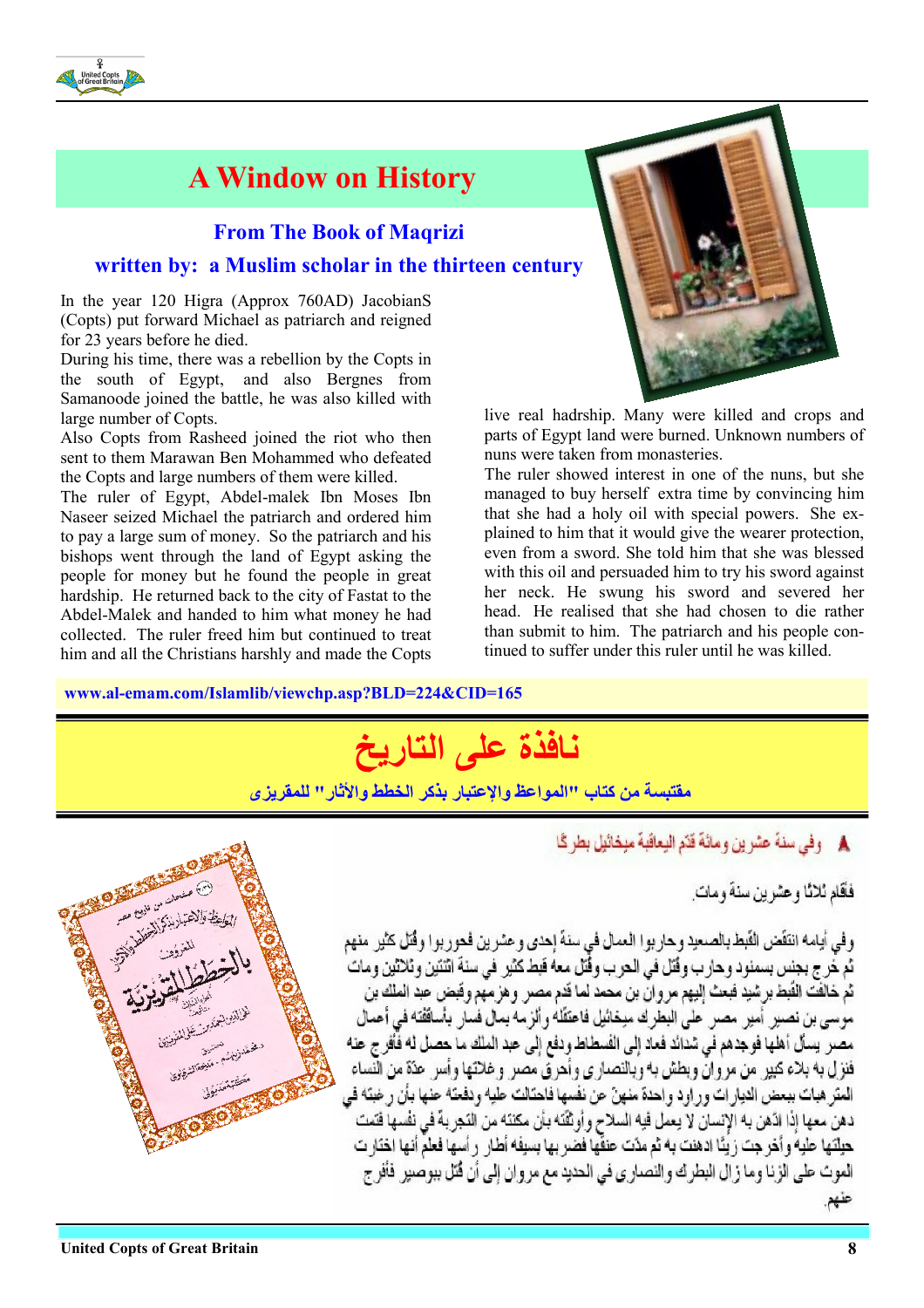# A Window on History

### From The Book of Maqrizi

### written by: a Muslim scholar in the thirteen century

In the year 120 Higra (Approx 760AD) JacobianS (Copts) put forward Michael as patriarch and reigned for 23 years before he died.

During his time, there was a rebellion by the Copts in the south of Egypt, and also Bergnes from Samanoode joined the battle, he was also killed with large number of Copts.

Also Copts from Rasheed joined the riot who then sent to them Marawan Ben Mohammed who defeated the Copts and large numbers of them were killed.

The ruler of Egypt, Abdel-malek Ibn Moses Ibn Naseer seized Michael the patriarch and ordered him to pay a large sum of money. So the patriarch and his bishops went through the land of Egypt asking the people for money but he found the people in great hardship. He returned back to the city of Fastat to the Abdel-Malek and handed to him what money he had collected. The ruler freed him but continued to treat him and all the Christians harshly and made the Copts live real hadrship. Many were killed and crops and parts of Egypt land were burned. Unknown numbers of nuns were taken from monasteries.

The ruler showed interest in one of the nuns, but she managed to buy herself extra time by convincing him that she had a holy oil with special powers. She explained to him that it would give the wearer protection, even from a sword. She told him that she was blessed with this oil and persuaded him to try his sword against her neck. He swung his sword and severed her head. He realised that she had chosen to die rather than submit to him. The patriarch and his people continued to suffer under this ruler until he was killed.

www.al-emam.com/Islamlib/viewchp.asp?BLD=224&CID=165

# نافذة على التاريخ

**مقتبسة من كتاب "المواعظ والإعتبار بذكر الخطط والآثار" للمقريزى**

وفي سنة عشرين ومائة قدّم اليعاقبة ميخائيل بطركاً

فأقام ثلاثاً وعشرين سنة ومات.

وفي أيامه انتقض القبط بالصعيد وحاربوا العمال في سنة إحدى وعشرين فحوربوا وقُتل كثير منهم ثم خرج بجنس بسمنود وحارب وقُتل في الحرب وقُتل معه قبط كثير في سنة إثنتين وثلاثين ومات ثم خالفت القبط برشيد فبعث إليهم مروان بن محمد لما قدم مصر وهزمهم وقبض عبد الملك بن موسى بن نصير أمير مصر على البطرك ميخائيل فاعتقله وألزمه بمال فسار بأساقفته في أعمال مصر يسأل أهلها فوجدهم في شدائد فعاد إلى الفسطاط ودفع إلى عبد الملك ما حصل له فأفرج عنه فنزل به بلاء كبير من مروان وبطش به وبالنصارى وأحرق مصر وغلاتها وأسر عدّة من النساء المترهبات ببعض الديارات وراود واحدة منهنّ عن نفسها فاحتالت عليه ودفعته عنها بأن رغبته في دهن معها إذا ادّهن به الإنسان لا يعمل فيه السلاح وأوثقته بأن مكّنته من التجربة في نفسها فتمت حيلتها عليه وأخرجت زيتاً ادهنت به ثم مدّت عنقها فضربها بسيفه أطار رأسها فعلم أنها اختارت الموت على الزنا وما زال البطرك والنصارى في الحديد مع مروان إلى أن قُتل ببوصير فأفرج عنهم.